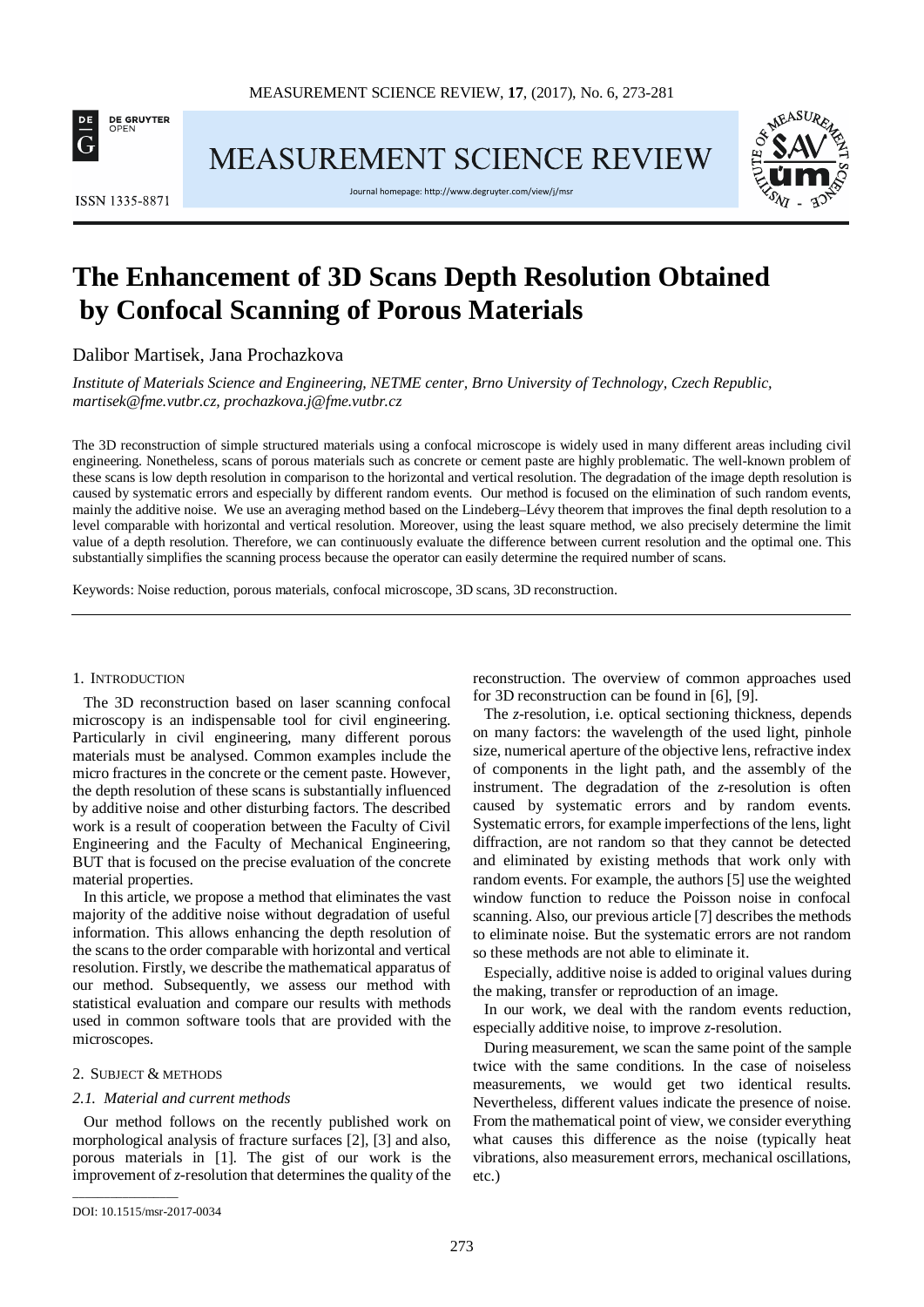# The Enhancement of 3D Scans Depth Resolution Obtained by Confocal Scanning of Porous Materials

Dalibor Martisek, Jana Prochazkova

*Institute of Materials Science and Engineering, NETME center, Brno University of Technology, Czech Republic, martisek@fme.vutbr.cz, prochazkova.j@fme.vutbr.cz*

The 3D reconstruction of simple structured materials using a confocal microscope is widely used in many different areas including civil engineering. Nonetheless, scans of porous materials such as concrete or cement paste are highly problematic. The well-known problem of these scans is low depth resolution in comparison to the horizontal and vertical resolution. The degradation of the image depth resolution is caused by systematic errors and especially by different random events. Our method is focused on the elimination of such random events, mainly the additive noise. We use an averaging method based on the Lindeberg–Lévy theorem that improves the final depth resolution to a level comparable with horizontal and vertical resolution. Moreover, using the least square method, we also precisely determine the limit value of a depth resolution. Therefore, we can continuously evaluate the difference between current resolution and the optimal one. This substantially simplifies the scanning process because the operator can easily determine the required number of scans.

Keywords: Noise reduction, porous materials, confocal microscope, 3D scans, 3D reconstruction.

## 1. Introduction

The 3D reconstruction based on laser scanning confocal microscopy is an indispensable tool for civil engineering. Particularly in civil engineering, many different porous materials must be analysed. Common examples include the micro fractures in the concrete or the cement paste. However, the depth resolution of these scans is substantially influenced by additive noise and other disturbing factors. The described work is a result of cooperation between the Faculty of Civil Engineering and the Faculty of Mechanical Engineering, BUT that is focused on the precise evaluation of the concrete material properties.

In this article, we propose a method that eliminates the vast majority of the additive noise without degradation of useful information. This allows enhancing the depth resolution of the scans to the order comparable with horizontal and vertical resolution. Firstly, we describe the mathematical apparatus of our method. Subsequently, we assess our method with statistical evaluation and compare our results with methods used in common software tools that are provided with the microscopes.

## 2. Subject & methods

### 2.1. Material and current methods

Our method follows on the recently published work on morphological analysis of fracture surfaces [2], [3] and also, porous materials in [1]. The gist of our work is the improvement of *z*-resolution that determines the quality of the reconstruction. The overview of common approaches used for 3D reconstruction can be found in [6], [9].

The *z*-resolution, i.e. optical sectioning thickness, depends on many factors: the wavelength of the used light, pinhole size, numerical aperture of the objective lens, refractive index of components in the light path, and the assembly of the instrument. The degradation of the *z*-resolution is often caused by systematic errors and by random events. Systematic errors, for example imperfections of the lens, light diffraction, are not random so that they cannot be detected and eliminated by existing methods that work only with random events. For example, the authors [5] use the weighted window function to reduce the Poisson noise in confocal scanning. Also, our previous article [7] describes the methods to eliminate noise. But the systematic errors are not random so these methods are not able to eliminate it.

Especially, additive noise is added to original values during the making, transfer or reproduction of an image.

In our work, we deal with the random events reduction, especially additive noise, to improve *z*-resolution.

During measurement, we scan the same point of the sample twice with the same conditions. In the case of noiseless measurements, we would get two identical results. Nevertheless, different values indicate the presence of noise. From the mathematical point of view, we consider everything what causes this difference as the noise (typically heat vibrations, also measurement errors, mechanical oscillations, etc.)

DOI: 10.1515/msr-2017-0034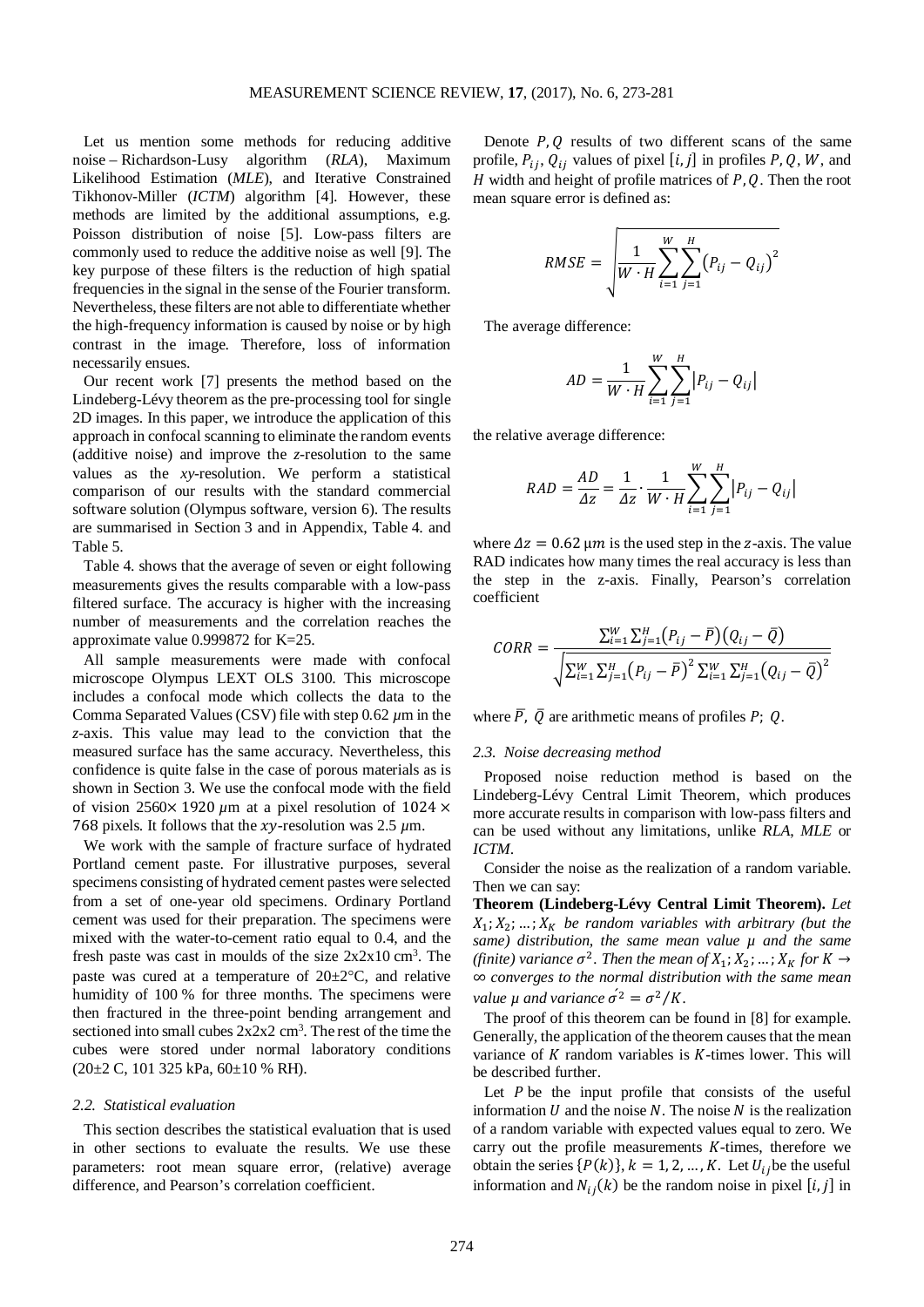Let us mention some methods for reducing additive noise – Richardson-Lusy algorithm (*RLA*), Maximum Likelihood Estimation (*MLE*), and Iterative Constrained Tikhonov-Miller (*ICTM*) algorithm [4]. However, these methods are limited by the additional assumptions, e.g. Poisson distribution of noise [5]. Low-pass filters are commonly used to reduce the additive noise as well [9]. The key purpose of these filters is the reduction of high spatial frequencies in the signal in the sense of the Fourier transform. Nevertheless, these filters are not able to differentiate whether the high-frequency information is caused by noise or by high contrast in the image. Therefore, loss of information necessarily ensues.

Our recent work [7] presents the method based on the Lindeberg-Lévy theorem as the pre-processing tool for single 2D images. In this paper, we introduce the application of this approach in confocal scanning to eliminate the random events (additive noise) and improve the *z*-resolution to the same values as the *xy*-resolution. We perform a statistical comparison of our results with the standard commercial software solution (Olympus software, version 6). The results are summarised in Section 3 and in Appendix, Table 4. and Table 5.

Table 4. shows that the average of seven or eight following measurements gives the results comparable with a low-pass filtered surface. The accuracy is higher with the increasing number of measurements and the correlation reaches the approximate value 0.999872 for K=25.

All sample measurements were made with confocal microscope Olympus LEXT OLS 3100. This microscope includes a confocal mode which collects the data to the Comma Separated Values (CSV) file with step 0.62 $\mu$m in the *z*-axis. This value may lead to the conviction that the measured surface has the same accuracy. Nevertheless, this confidence is quite false in the case of porous materials as is shown in Section 3. We use the confocal mode with the field of vision $2560\times 1920$ $\mu$m at a pixel resolution of $1024\times 768$ pixels. It follows that the $xy$-resolution was 2.5 $\mu$m.

We work with the sample of fracture surface of hydrated Portland cement paste. For illustrative purposes, several specimens consisting of hydrated cement pastes were selected from a set of one-year old specimens. Ordinary Portland cement was used for their preparation. The specimens were mixed with the water-to-cement ratio equal to 0.4, and the fresh paste was cast in moulds of the size 2x2x10 cm$^3$. The paste was cured at a temperature of 20±2°C, and relative humidity of 100 % for three months. The specimens were then fractured in the three-point bending arrangement and sectioned into small cubes 2x2x2 cm$^3$. The rest of the time the cubes were stored under normal laboratory conditions (20±2 C, 101 325 kPa, 60±10 % RH).

### 2.2. Statistical evaluation

This section describes the statistical evaluation that is used in other sections to evaluate the results. We use these parameters: root mean square error, (relative) average difference, and Pearson's correlation coefficient.

Denote $P, Q$ results of two different scans of the same profile, $P_{ij}, Q_{ij}$ values of pixel $[i,j]$ in profiles $P, Q$, $W$, and $H$ width and height of profile matrices of $P, Q$. Then the root mean square error is defined as:

$$RMSE = \sqrt{\frac{1}{W\cdot H}\sum_{i=1}^{W}\sum_{j=1}^{H}\left(P_{ij}-Q_{ij}\right)^2}$$

The average difference:

$$AD = \frac{1}{W\cdot H}\sum_{i=1}^{W}\sum_{j=1}^{H}\left|P_{ij}-Q_{ij}\right|$$

the relative average difference:

$$RAD = \frac{AD}{\Delta z} = \frac{1}{\Delta z}\cdot\frac{1}{W\cdot H}\sum_{i=1}^{W}\sum_{j=1}^{H}\left|P_{ij}-Q_{ij}\right|$$

where $\Delta z = 0.62\ \mu m$ is the used step in the $z$-axis. The value RAD indicates how many times the real accuracy is less than the step in the z-axis. Finally, Pearson's correlation coefficient

$$CORR = \frac{\sum_{i=1}^{W}\sum_{j=1}^{H}\left(P_{ij}-\bar{P}\right)\left(Q_{ij}-\bar{Q}\right)}{\sqrt{\sum_{i=1}^{W}\sum_{j=1}^{H}\left(P_{ij}-\bar{P}\right)^2\sum_{i=1}^{W}\sum_{j=1}^{H}\left(Q_{ij}-\bar{Q}\right)^2}}$$

where $\bar{P},\ \bar{Q}$ are arithmetic means of profiles $P;\ Q$.

### 2.3. Noise decreasing method

Proposed noise reduction method is based on the Lindeberg-Lévy Central Limit Theorem, which produces more accurate results in comparison with low-pass filters and can be used without any limitations, unlike *RLA*, *MLE* or *ICTM*.

Consider the noise as the realization of a random variable. Then we can say:

**Theorem (Lindeberg-Lévy Central Limit Theorem).** *Let $X_1; X_2; \ldots; X_K$ be random variables with arbitrary (but the same) distribution, the same mean value $\mu$ and the same (finite) variance $\sigma^2$. Then the mean of $X_1; X_2; \ldots; X_K$ for $K \to \infty$ converges to the normal distribution with the same mean value $\mu$ and variance $\sigma'^2 = \sigma^2/K$.*

The proof of this theorem can be found in [8] for example. Generally, the application of the theorem causes that the mean variance of $K$ random variables is $K$-times lower. This will be described further.

Let $P$ be the input profile that consists of the useful information $U$ and the noise $N$. The noise $N$ is the realization of a random variable with expected values equal to zero. We carry out the profile measurements $K$-times, therefore we obtain the series $\{P(k)\}, k = 1, 2, \ldots, K$. Let $U_{ij}$ be the useful information and $N_{ij}(k)$ be the random noise in pixel $[i,j]$ in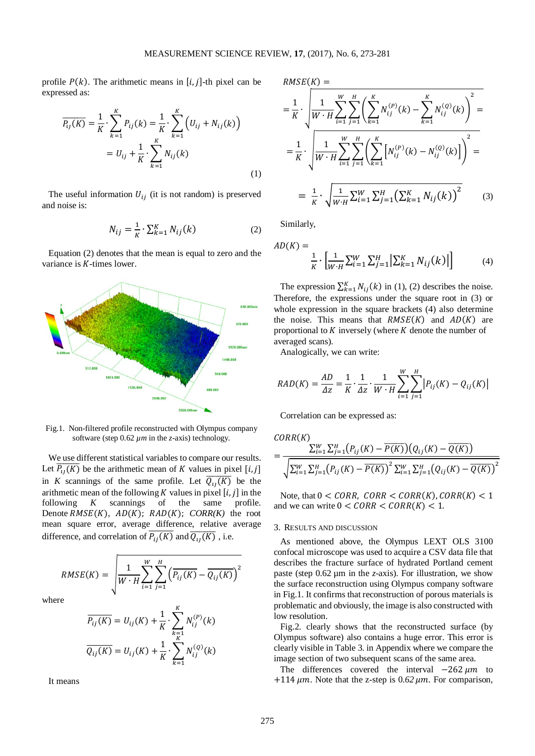profile $P(k)$. The arithmetic means in $[i, j]$-th pixel can be expressed as:

$$\overline{P_{ij}(K)} = \frac{1}{K} \cdot \sum_{k=1}^{K} P_{ij}(k) = \frac{1}{K} \cdot \sum_{k=1}^{K} \left(U_{ij} + N_{ij}(k)\right) = U_{ij} + \frac{1}{K} \cdot \sum_{k=1}^{K} N_{ij}(k) \tag{1}$$

The useful information $U_{ij}$ (it is not random) is preserved and noise is:

$$N_{ij} = \frac{1}{K} \cdot \sum_{k=1}^{K} N_{ij}(k) \tag{2}$$

Equation (2) denotes that the mean is equal to zero and the variance is $K$-times lower.

Fig.1. Non-filtered profile reconstructed with Olympus company software (step 0.62 $\mu m$ in the $z$-axis) technology.

We use different statistical variables to compare our results. Let $\overline{P_{ij}(K)}$ be the arithmetic mean of $K$ values in pixel $[i, j]$ in $K$ scannings of the same profile. Let $\overline{Q_{ij}(K)}$ be the arithmetic mean of the following $K$ values in pixel $[i, j]$ in the following $K$ scannings of the same profile. Denote $RMSE(K)$, $AD(K)$; $RAD(K)$; $CORR(K)$ the root mean square error, average difference, relative average difference, and correlation of $\overline{P_{ij}(K)}$ and $\overline{Q_{ij}(K)}$, i.e.

$$RMSE(K) = \sqrt{\frac{1}{W \cdot H} \sum_{i=1}^{W} \sum_{j=1}^{H} \left(\overline{P_{ij}(K)} - \overline{Q_{ij}(K)}\right)^2}$$

where

$$\overline{P_{ij}(K)} = U_{ij}(K) + \frac{1}{K} \cdot \sum_{k=1}^{K} N_{ij}^{(P)}(k)$$

$$\overline{Q_{ij}(K)} = U_{ij}(K) + \frac{1}{K} \cdot \sum_{k=1}^{K} N_{ij}^{(Q)}(k)$$

It means

$$RMSE(K) = \frac{1}{K} \cdot \sqrt{\frac{1}{W \cdot H} \sum_{i=1}^{W} \sum_{j=1}^{H} \left(\sum_{k=1}^{K} N_{ij}^{(P)}(k) - \sum_{k=1}^{K} N_{ij}^{(Q)}(k)\right)^2} = \frac{1}{K} \cdot \sqrt{\frac{1}{W \cdot H} \sum_{i=1}^{W} \sum_{j=1}^{H} \left(\sum_{k=1}^{K} \left[N_{ij}^{(P)}(k) - N_{ij}^{(Q)}(k)\right]\right)^2} = \frac{1}{K} \cdot \sqrt{\frac{1}{W \cdot H} \sum_{i=1}^{W} \sum_{j=1}^{H} \left(\sum_{k=1}^{K} N_{ij}(k)\right)^2} \tag{3}$$

Similarly,

$$AD(K) = \frac{1}{K} \cdot \left[\frac{1}{W \cdot H} \sum_{i=1}^{W} \sum_{j=1}^{H} \left|\sum_{k=1}^{K} N_{ij}(k)\right|\right] \tag{4}$$

The expression $\sum_{k=1}^{K} N_{ij}(k)$ in (1), (2) describes the noise. Therefore, the expressions under the square root in (3) or whole expression in the square brackets (4) also determine the noise. This means that $RMSE(K)$ and $AD(K)$ are proportional to $K$ inversely (where $K$ denote the number of averaged scans).

Analogically, we can write:

$$RAD(K) = \frac{AD}{\Delta z} = \frac{1}{K} \cdot \frac{1}{\Delta z} \cdot \frac{1}{W \cdot H} \sum_{i=1}^{W} \sum_{j=1}^{H} \left|P_{ij}(K) - Q_{ij}(K)\right|$$

Correlation can be expressed as:

$$CORR(K) = \frac{\sum_{i=1}^{W} \sum_{j=1}^{H} \left(P_{ij}(K) - \overline{P(K)}\right)\left(Q_{ij}(K) - \overline{Q(K)}\right)}{\sqrt{\sum_{i=1}^{W} \sum_{j=1}^{H} \left(P_{ij}(K) - \overline{P(K)}\right)^2 \sum_{i=1}^{W} \sum_{j=1}^{H} \left(Q_{ij}(K) - \overline{Q(K)}\right)^2}}$$

Note, that $0 < CORR$, $CORR < CORR(K)$, $CORR(K) < 1$ and we can write $0 < CORR < CORR(K) < 1$.

## 3. Results and discussion

As mentioned above, the Olympus LEXT OLS 3100 confocal microscope was used to acquire a CSV data file that describes the fracture surface of hydrated Portland cement paste (step 0.62 µm in the z-axis). For illustration, we show the surface reconstruction using Olympus company software in Fig.1. It confirms that reconstruction of porous materials is problematic and obviously, the image is also constructed with low resolution.

Fig.2. clearly shows that the reconstructed surface (by Olympus software) also contains a huge error. This error is clearly visible in Table 3. in Appendix where we compare the image section of two subsequent scans of the same area.

The differences covered the interval $-262\,\mu m$ to $+114\,\mu m$. Note that the z-step is $0.62\,\mu m$. For comparison,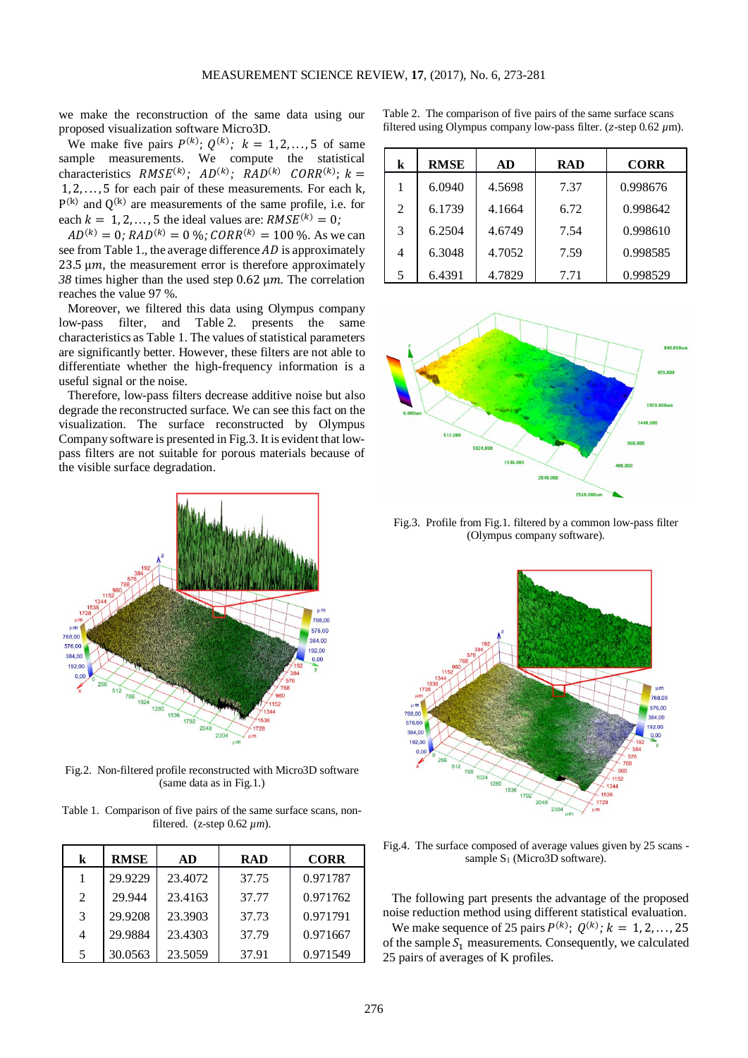we make the reconstruction of the same data using our proposed visualization software Micro3D.

We make five pairs $P^{(k)};\ Q^{(k)};\ k = 1,2,\ldots,5$ of same sample measurements. We compute the statistical characteristics $RMSE^{(k)};\ AD^{(k)};\ RAD^{(k)}\ \ CORR^{(k)};\ k = 1,2,\ldots,5$ for each pair of these measurements. For each k, $P^{(k)}$ and $Q^{(k)}$ are measurements of the same profile, i.e. for each $k = 1,2,\ldots,5$ the ideal values are: $RMSE^{(k)} = 0;$ $AD^{(k)} = 0;\ RAD^{(k)} = 0\ \%;\ CORR^{(k)} = 100\ \%$. As we can see from Table 1., the average difference $AD$ is approximately 23.5 $\mu m$, the measurement error is therefore approximately *38* times higher than the used step 0.62 $\mu m$. The correlation reaches the value 97 %.

Moreover, we filtered this data using Olympus company low-pass filter, and Table 2. presents the same characteristics as Table 1. The values of statistical parameters are significantly better. However, these filters are not able to differentiate whether the high-frequency information is a useful signal or the noise.

Therefore, low-pass filters decrease additive noise but also degrade the reconstructed surface. We can see this fact on the visualization. The surface reconstructed by Olympus Company software is presented in Fig.3. It is evident that low-pass filters are not suitable for porous materials because of the visible surface degradation.

Fig.2. Non-filtered profile reconstructed with Micro3D software (same data as in Fig.1.)

Table 1. Comparison of five pairs of the same surface scans, non-filtered. (z-step 0.62 $\mu m$).

| k | RMSE | AD | RAD | CORR |
|---|---|---|---|---|
| 1 | 29.9229 | 23.4072 | 37.75 | 0.971787 |
| 2 | 29.944 | 23.4163 | 37.77 | 0.971762 |
| 3 | 29.9208 | 23.3903 | 37.73 | 0.971791 |
| 4 | 29.9884 | 23.4303 | 37.79 | 0.971667 |
| 5 | 30.0563 | 23.5059 | 37.91 | 0.971549 |

Table 2. The comparison of five pairs of the same surface scans filtered using Olympus company low-pass filter. ($z$-step 0.62 $\mu m$).

| k | RMSE | AD | RAD | CORR |
|---|---|---|---|---|
| 1 | 6.0940 | 4.5698 | 7.37 | 0.998676 |
| 2 | 6.1739 | 4.1664 | 6.72 | 0.998642 |
| 3 | 6.2504 | 4.6749 | 7.54 | 0.998610 |
| 4 | 6.3048 | 4.7052 | 7.59 | 0.998585 |
| 5 | 6.4391 | 4.7829 | 7.71 | 0.998529 |

Fig.3. Profile from Fig.1. filtered by a common low-pass filter (Olympus company software).

Fig.4. The surface composed of average values given by 25 scans - sample $S_1$ (Micro3D software).

The following part presents the advantage of the proposed noise reduction method using different statistical evaluation.

We make sequence of 25 pairs $P^{(k)};\ Q^{(k)};\ k = 1,2,\ldots,25$ of the sample $S_1$ measurements. Consequently, we calculated 25 pairs of averages of K profiles.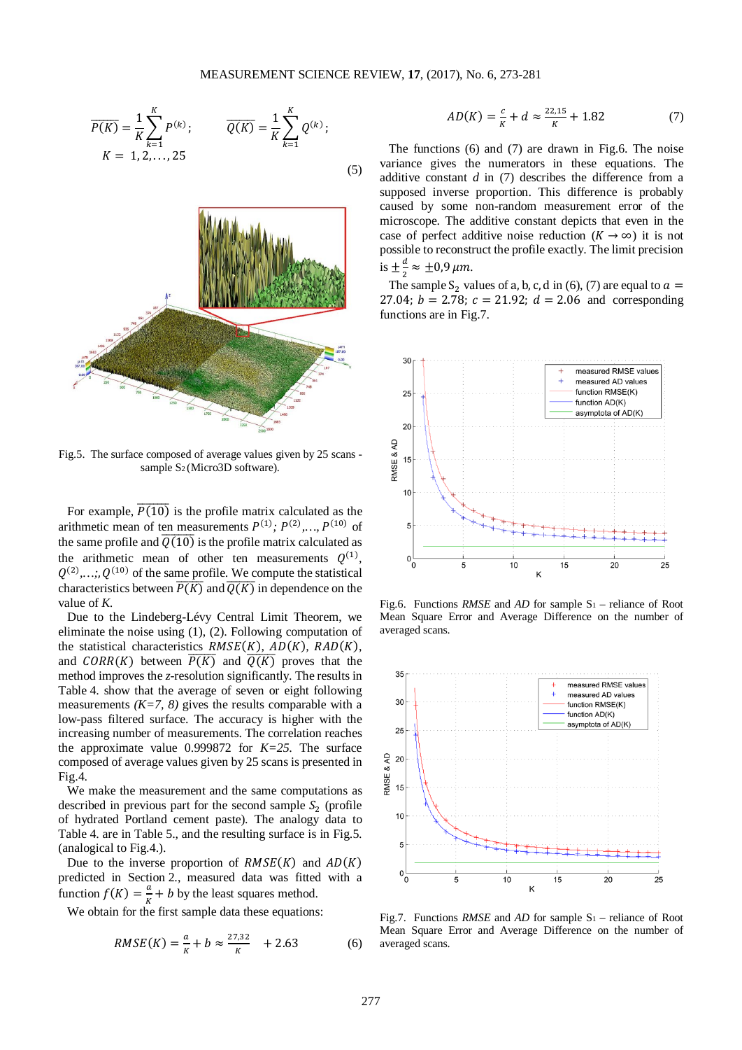$$\overline{P(K)} = \frac{1}{K}\sum_{k=1}^{K} P^{(k)}; \qquad \overline{Q(K)} = \frac{1}{K}\sum_{k=1}^{K} Q^{(k)};$$
$$K = 1, 2, \ldots, 25 \tag{5}$$

Fig.5. The surface composed of average values given by 25 scans - sample $S_2$ (Micro3D software).

For example, $\overline{P(10)}$ is the profile matrix calculated as the arithmetic mean of ten measurements $P^{(1)}; P^{(2)},\ldots, P^{(10)}$ of the same profile and $\overline{Q(10)}$ is the profile matrix calculated as the arithmetic mean of other ten measurements $Q^{(1)}$, $Q^{(2)},\ldots,; Q^{(10)}$ of the same profile. We compute the statistical characteristics between $\overline{P(K)}$ and $\overline{Q(K)}$ in dependence on the value of *K*.

Due to the Lindeberg-Lévy Central Limit Theorem, we eliminate the noise using (1), (2). Following computation of the statistical characteristics $RMSE(K)$, $AD(K)$, $RAD(K)$, and $CORR(K)$ between $\overline{P(K)}$ and $\overline{Q(K)}$ proves that the method improves the *z*-resolution significantly. The results in Table 4. show that the average of seven or eight following measurements *(K=7, 8)* gives the results comparable with a low-pass filtered surface. The accuracy is higher with the increasing number of measurements. The correlation reaches the approximate value 0.999872 for *K=25*. The surface composed of average values given by 25 scans is presented in Fig.4.

We make the measurement and the same computations as described in previous part for the second sample $S_2$ (profile of hydrated Portland cement paste). The analogy data to Table 4. are in Table 5., and the resulting surface is in Fig.5. (analogical to Fig.4.).

Due to the inverse proportion of $RMSE(K)$ and $AD(K)$ predicted in Section 2., measured data was fitted with a function $f(K) = \frac{a}{K} + b$ by the least squares method.

We obtain for the first sample data these equations:

$$RMSE(K) = \frac{a}{K} + b \approx \frac{27{,}32}{K} + 2.63 \tag{6}$$

$$AD(K) = \frac{c}{K} + d \approx \frac{22{,}15}{K} + 1.82 \tag{7}$$

The functions (6) and (7) are drawn in Fig.6. The noise variance gives the numerators in these equations. The additive constant *d* in (7) describes the difference from a supposed inverse proportion. This difference is probably caused by some non-random measurement error of the microscope. The additive constant depicts that even in the case of perfect additive noise reduction ($K \to \infty$) it is not possible to reconstruct the profile exactly. The limit precision is $\pm\frac{d}{2} \approx \pm 0{,}9\,\mu m$.

The sample $S_2$ values of a, b, c, d in (6), (7) are equal to $a = 27.04$; $b = 2.78$; $c = 21.92$; $d = 2.06$ and corresponding functions are in Fig.7.

Fig.6. Functions *RMSE* and *AD* for sample $S_1$ – reliance of Root Mean Square Error and Average Difference on the number of averaged scans.

Fig.7. Functions *RMSE* and *AD* for sample $S_1$ – reliance of Root Mean Square Error and Average Difference on the number of averaged scans.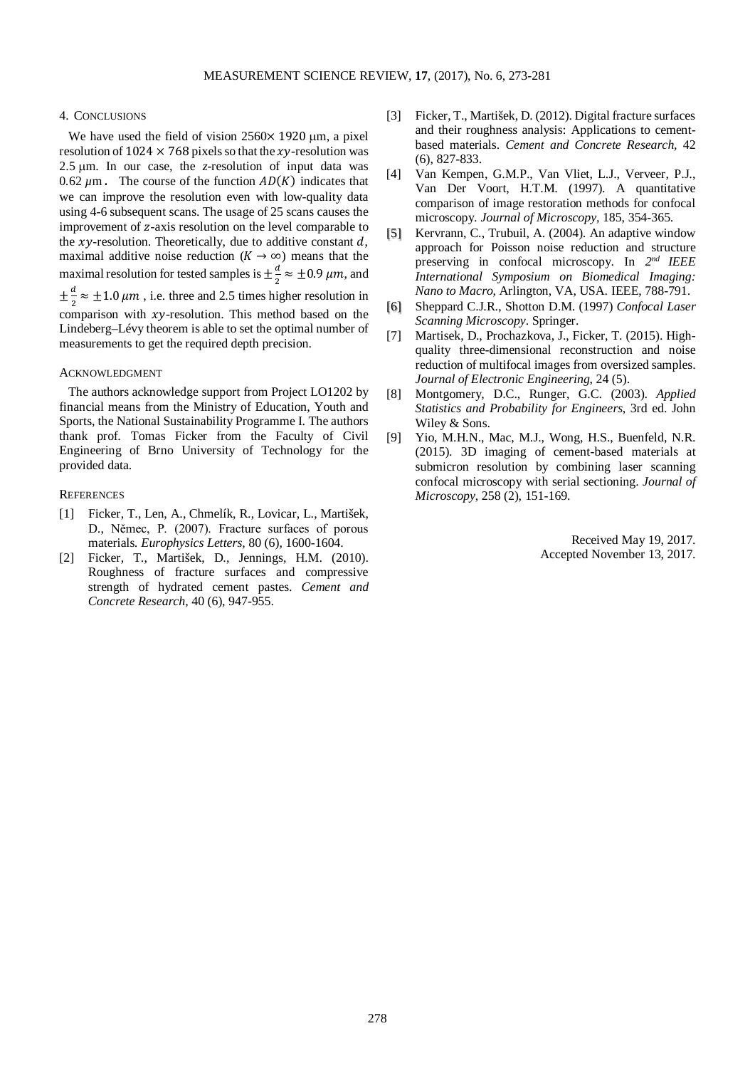## 4. Conclusions

We have used the field of vision $2560\times 1920$ μm, a pixel resolution of $1024 \times 768$ pixels so that the $xy$-resolution was 2.5 μm. In our case, the $z$-resolution of input data was $0.62\ \mu\text{m}$. The course of the function $AD(K)$ indicates that we can improve the resolution even with low-quality data using 4-6 subsequent scans. The usage of 25 scans causes the improvement of $z$-axis resolution on the level comparable to the $xy$-resolution. Theoretically, due to additive constant $d$, maximal additive noise reduction ($K \to \infty$) means that the maximal resolution for tested samples is $\pm\frac{d}{2} \approx \pm 0.9\ \mu m$, and $\pm\frac{d}{2} \approx \pm 1.0\ \mu m$, i.e. three and 2.5 times higher resolution in comparison with $xy$-resolution. This method based on the Lindeberg–Lévy theorem is able to set the optimal number of measurements to get the required depth precision.

## Acknowledgment

The authors acknowledge support from Project LO1202 by financial means from the Ministry of Education, Youth and Sports, the National Sustainability Programme I. The authors thank prof. Tomas Ficker from the Faculty of Civil Engineering of Brno University of Technology for the provided data.

## References

[1] Ficker, T., Len, A., Chmelík, R., Lovicar, L., Martišek, D., Němec, P. (2007). Fracture surfaces of porous materials. *Europhysics Letters*, 80 (6), 1600-1604.

[2] Ficker, T., Martišek, D., Jennings, H.M. (2010). Roughness of fracture surfaces and compressive strength of hydrated cement pastes. *Cement and Concrete Research*, 40 (6), 947-955.

[3] Ficker, T., Martišek, D. (2012). Digital fracture surfaces and their roughness analysis: Applications to cement-based materials. *Cement and Concrete Research*, 42 (6), 827-833.

[4] Van Kempen, G.M.P., Van Vliet, L.J., Verveer, P.J., Van Der Voort, H.T.M. (1997). A quantitative comparison of image restoration methods for confocal microscopy. *Journal of Microscopy*, 185, 354-365.

[5] Kervrann, C., Trubuil, A. (2004). An adaptive window approach for Poisson noise reduction and structure preserving in confocal microscopy. In *2nd IEEE International Symposium on Biomedical Imaging: Nano to Macro*, Arlington, VA, USA. IEEE, 788-791.

[6] Sheppard C.J.R., Shotton D.M. (1997) *Confocal Laser Scanning Microscopy*. Springer.

[7] Martisek, D., Prochazkova, J., Ficker, T. (2015). High-quality three-dimensional reconstruction and noise reduction of multifocal images from oversized samples. *Journal of Electronic Engineering*, 24 (5).

[8] Montgomery, D.C., Runger, G.C. (2003). *Applied Statistics and Probability for Engineers*, 3rd ed. John Wiley & Sons.

[9] Yio, M.H.N., Mac, M.J., Wong, H.S., Buenfeld, N.R. (2015). 3D imaging of cement-based materials at submicron resolution by combining laser scanning confocal microscopy with serial sectioning. *Journal of Microscopy*, 258 (2), 151-169.

Received May 19, 2017.
Accepted November 13, 2017.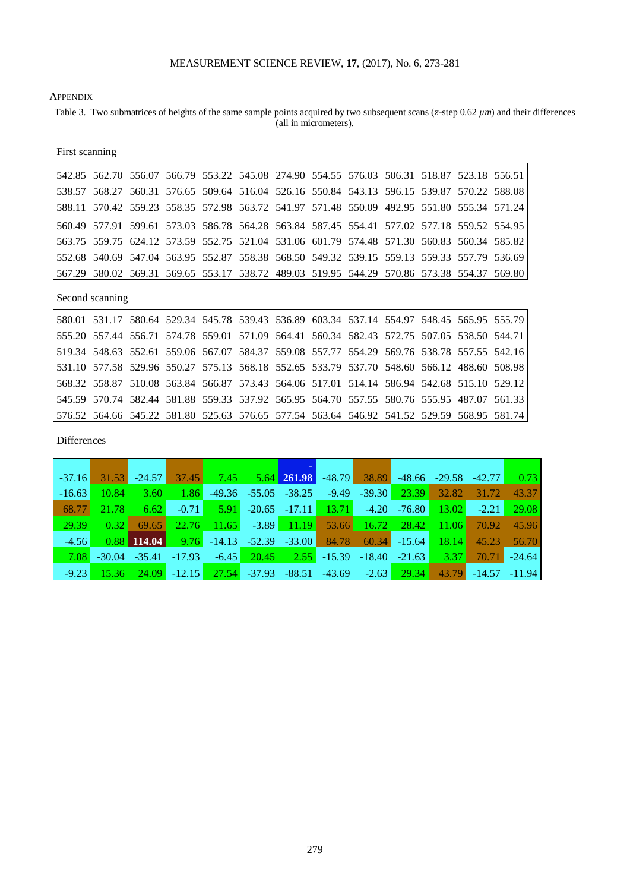## Appendix

Table 3. Two submatrices of heights of the same sample points acquired by two subsequent scans ($z$-step 0.62 $\mu m$) and their differences (all in micrometers).

First scanning

| | | | | | | | | | | | | |
|---|---|---|---|---|---|---|---|---|---|---|---|---|
| 542.85 | 562.70 | 556.07 | 566.79 | 553.22 | 545.08 | 274.90 | 554.55 | 576.03 | 506.31 | 518.87 | 523.18 | 556.51 |
| 538.57 | 568.27 | 560.31 | 576.65 | 509.64 | 516.04 | 526.16 | 550.84 | 543.13 | 596.15 | 539.87 | 570.22 | 588.08 |
| 588.11 | 570.42 | 559.23 | 558.35 | 572.98 | 563.72 | 541.97 | 571.48 | 550.09 | 492.95 | 551.80 | 555.34 | 571.24 |
| 560.49 | 577.91 | 599.61 | 573.03 | 586.78 | 564.28 | 563.84 | 587.45 | 554.41 | 577.02 | 577.18 | 559.52 | 554.95 |
| 563.75 | 559.75 | 624.12 | 573.59 | 552.75 | 521.04 | 531.06 | 601.79 | 574.48 | 571.30 | 560.83 | 560.34 | 585.82 |
| 552.68 | 540.69 | 547.04 | 563.95 | 552.87 | 558.38 | 568.50 | 549.32 | 539.15 | 559.13 | 559.33 | 557.79 | 536.69 |
| 567.29 | 580.02 | 569.31 | 569.65 | 553.17 | 538.72 | 489.03 | 519.95 | 544.29 | 570.86 | 573.38 | 554.37 | 569.80 |

Second scanning

| | | | | | | | | | | | | |
|---|---|---|---|---|---|---|---|---|---|---|---|---|
| 580.01 | 531.17 | 580.64 | 529.34 | 545.78 | 539.43 | 536.89 | 603.34 | 537.14 | 554.97 | 548.45 | 565.95 | 555.79 |
| 555.20 | 557.44 | 556.71 | 574.78 | 559.01 | 571.09 | 564.41 | 560.34 | 582.43 | 572.75 | 507.05 | 538.50 | 544.71 |
| 519.34 | 548.63 | 552.61 | 559.06 | 567.07 | 584.37 | 559.08 | 557.77 | 554.29 | 569.76 | 538.78 | 557.55 | 542.16 |
| 531.10 | 577.58 | 529.96 | 550.27 | 575.13 | 568.18 | 552.65 | 533.79 | 537.70 | 548.60 | 566.12 | 488.60 | 508.98 |
| 568.32 | 558.87 | 510.08 | 563.84 | 566.87 | 573.43 | 564.06 | 517.01 | 514.14 | 586.94 | 542.68 | 515.10 | 529.12 |
| 545.59 | 570.74 | 582.44 | 581.88 | 559.33 | 537.92 | 565.95 | 564.70 | 557.55 | 580.76 | 555.95 | 487.07 | 561.33 |
| 576.52 | 564.66 | 545.22 | 581.80 | 525.63 | 576.65 | 577.54 | 563.64 | 546.92 | 541.52 | 529.59 | 568.95 | 581.74 |

Differences

| | | | | | | | | | | | | |
|---|---|---|---|---|---|---|---|---|---|---|---|---|
| -37.16 | 31.53 | -24.57 | 37.45 | 7.45 | 5.64 | -261.98 | -48.79 | 38.89 | -48.66 | -29.58 | -42.77 | 0.73 |
| -16.63 | 10.84 | 3.60 | 1.86 | -49.36 | -55.05 | -38.25 | -9.49 | -39.30 | 23.39 | 32.82 | 31.72 | 43.37 |
| 68.77 | 21.78 | 6.62 | -0.71 | 5.91 | -20.65 | -17.11 | 13.71 | -4.20 | -76.80 | 13.02 | -2.21 | 29.08 |
| 29.39 | 0.32 | 69.65 | 22.76 | 11.65 | -3.89 | 11.19 | 53.66 | 16.72 | 28.42 | 11.06 | 70.92 | 45.96 |
| -4.56 | 0.88 | **114.04** | 9.76 | -14.13 | -52.39 | -33.00 | 84.78 | 60.34 | -15.64 | 18.14 | 45.23 | 56.70 |
| 7.08 | -30.04 | -35.41 | -17.93 | -6.45 | 20.45 | 2.55 | -15.39 | -18.40 | -21.63 | 3.37 | 70.71 | -24.64 |
| -9.23 | 15.36 | 24.09 | -12.15 | 27.54 | -37.93 | -88.51 | -43.69 | -2.63 | 29.34 | 43.79 | -14.57 | -11.94 |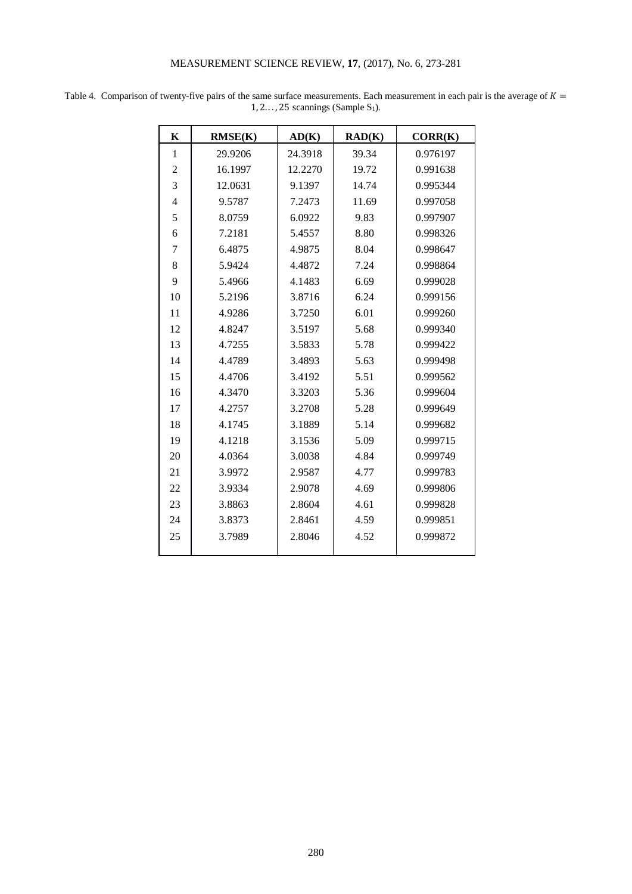Table 4. Comparison of twenty-five pairs of the same surface measurements. Each measurement in each pair is the average of $K = 1, 2\ldots, 25$ scannings (Sample $S_1$).

| K | RMSE(K) | AD(K) | RAD(K) | CORR(K) |
|---|---|---|---|---|
| 1 | 29.9206 | 24.3918 | 39.34 | 0.976197 |
| 2 | 16.1997 | 12.2270 | 19.72 | 0.991638 |
| 3 | 12.0631 | 9.1397 | 14.74 | 0.995344 |
| 4 | 9.5787 | 7.2473 | 11.69 | 0.997058 |
| 5 | 8.0759 | 6.0922 | 9.83 | 0.997907 |
| 6 | 7.2181 | 5.4557 | 8.80 | 0.998326 |
| 7 | 6.4875 | 4.9875 | 8.04 | 0.998647 |
| 8 | 5.9424 | 4.4872 | 7.24 | 0.998864 |
| 9 | 5.4966 | 4.1483 | 6.69 | 0.999028 |
| 10 | 5.2196 | 3.8716 | 6.24 | 0.999156 |
| 11 | 4.9286 | 3.7250 | 6.01 | 0.999260 |
| 12 | 4.8247 | 3.5197 | 5.68 | 0.999340 |
| 13 | 4.7255 | 3.5833 | 5.78 | 0.999422 |
| 14 | 4.4789 | 3.4893 | 5.63 | 0.999498 |
| 15 | 4.4706 | 3.4192 | 5.51 | 0.999562 |
| 16 | 4.3470 | 3.3203 | 5.36 | 0.999604 |
| 17 | 4.2757 | 3.2708 | 5.28 | 0.999649 |
| 18 | 4.1745 | 3.1889 | 5.14 | 0.999682 |
| 19 | 4.1218 | 3.1536 | 5.09 | 0.999715 |
| 20 | 4.0364 | 3.0038 | 4.84 | 0.999749 |
| 21 | 3.9972 | 2.9587 | 4.77 | 0.999783 |
| 22 | 3.9334 | 2.9078 | 4.69 | 0.999806 |
| 23 | 3.8863 | 2.8604 | 4.61 | 0.999828 |
| 24 | 3.8373 | 2.8461 | 4.59 | 0.999851 |
| 25 | 3.7989 | 2.8046 | 4.52 | 0.999872 |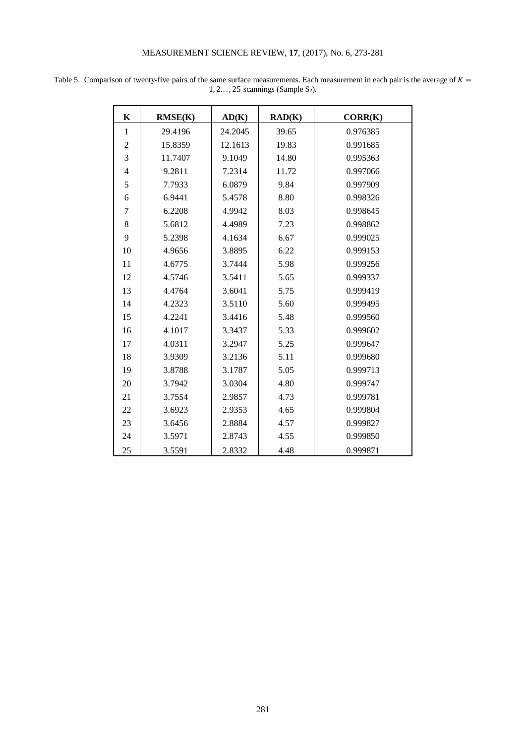Table 5. Comparison of twenty-five pairs of the same surface measurements. Each measurement in each pair is the average of $K = 1, 2\ldots, 25$ scannings (Sample $S_2$).

| K | RMSE(K) | AD(K) | RAD(K) | CORR(K) |
|---|---|---|---|---|
| 1 | 29.4196 | 24.2045 | 39.65 | 0.976385 |
| 2 | 15.8359 | 12.1613 | 19.83 | 0.991685 |
| 3 | 11.7407 | 9.1049 | 14.80 | 0.995363 |
| 4 | 9.2811 | 7.2314 | 11.72 | 0.997066 |
| 5 | 7.7933 | 6.0879 | 9.84 | 0.997909 |
| 6 | 6.9441 | 5.4578 | 8.80 | 0.998326 |
| 7 | 6.2208 | 4.9942 | 8.03 | 0.998645 |
| 8 | 5.6812 | 4.4989 | 7.23 | 0.998862 |
| 9 | 5.2398 | 4.1634 | 6.67 | 0.999025 |
| 10 | 4.9656 | 3.8895 | 6.22 | 0.999153 |
| 11 | 4.6775 | 3.7444 | 5.98 | 0.999256 |
| 12 | 4.5746 | 3.5411 | 5.65 | 0.999337 |
| 13 | 4.4764 | 3.6041 | 5.75 | 0.999419 |
| 14 | 4.2323 | 3.5110 | 5.60 | 0.999495 |
| 15 | 4.2241 | 3.4416 | 5.48 | 0.999560 |
| 16 | 4.1017 | 3.3437 | 5.33 | 0.999602 |
| 17 | 4.0311 | 3.2947 | 5.25 | 0.999647 |
| 18 | 3.9309 | 3.2136 | 5.11 | 0.999680 |
| 19 | 3.8788 | 3.1787 | 5.05 | 0.999713 |
| 20 | 3.7942 | 3.0304 | 4.80 | 0.999747 |
| 21 | 3.7554 | 2.9857 | 4.73 | 0.999781 |
| 22 | 3.6923 | 2.9353 | 4.65 | 0.999804 |
| 23 | 3.6456 | 2.8884 | 4.57 | 0.999827 |
| 24 | 3.5971 | 2.8743 | 4.55 | 0.999850 |
| 25 | 3.5591 | 2.8332 | 4.48 | 0.999871 |